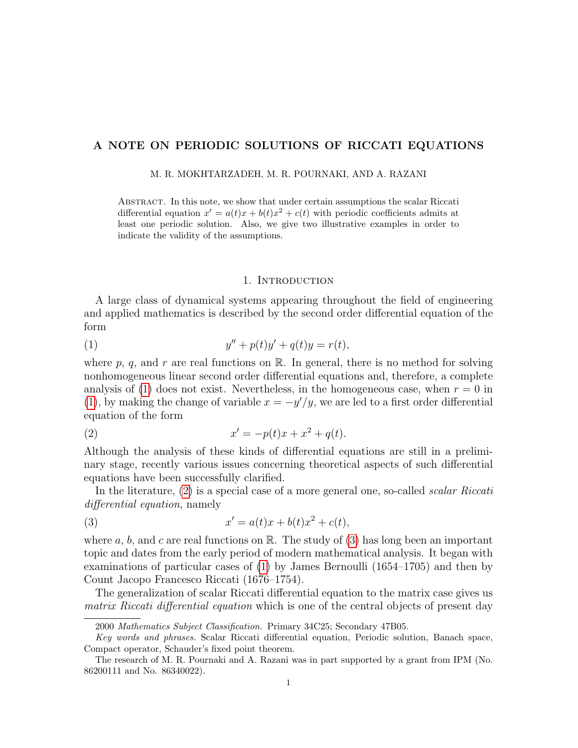# A NOTE ON PERIODIC SOLUTIONS OF RICCATI EQUATIONS

M. R. MOKHTARZADEH, M. R. POURNAKI, AND A. RAZANI

Abstract. In this note, we show that under certain assumptions the scalar Riccati differential equation $x' = a(t)x + b(t)x^2 + c(t)$ with periodic coefficients admits at least one periodic solution. Also, we give two illustrative examples in order to indicate the validity of the assumptions.

## 1. Introduction

A large class of dynamical systems appearing throughout the field of engineering and applied mathematics is described by the second order differential equation of the form

$$y'' + p(t)y' + q(t)y = r(t), \tag{1}$$

where $p$, $q$, and $r$ are real functions on $\mathbb{R}$. In general, there is no method for solving nonhomogeneous linear second order differential equations and, therefore, a complete analysis of (1) does not exist. Nevertheless, in the homogeneous case, when $r = 0$ in (1), by making the change of variable $x = -y'/y$, we are led to a first order differential equation of the form

$$x' = -p(t)x + x^2 + q(t). \tag{2}$$

Although the analysis of these kinds of differential equations are still in a preliminary stage, recently various issues concerning theoretical aspects of such differential equations have been successfully clarified.

In the literature, (2) is a special case of a more general one, so-called *scalar Riccati differential equation*, namely

$$x' = a(t)x + b(t)x^2 + c(t), \tag{3}$$

where $a$, $b$, and $c$ are real functions on $\mathbb{R}$. The study of (3) has long been an important topic and dates from the early period of modern mathematical analysis. It began with examinations of particular cases of (1) by James Bernoulli (1654–1705) and then by Count Jacopo Francesco Riccati (1676–1754).

The generalization of scalar Riccati differential equation to the matrix case gives us *matrix Riccati differential equation* which is one of the central objects of present day

---

2000 *Mathematics Subject Classification.* Primary 34C25; Secondary 47B05.

*Key words and phrases.* Scalar Riccati differential equation, Periodic solution, Banach space, Compact operator, Schauder's fixed point theorem.

The research of M. R. Pournaki and A. Razani was in part supported by a grant from IPM (No. 86200111 and No. 86340022).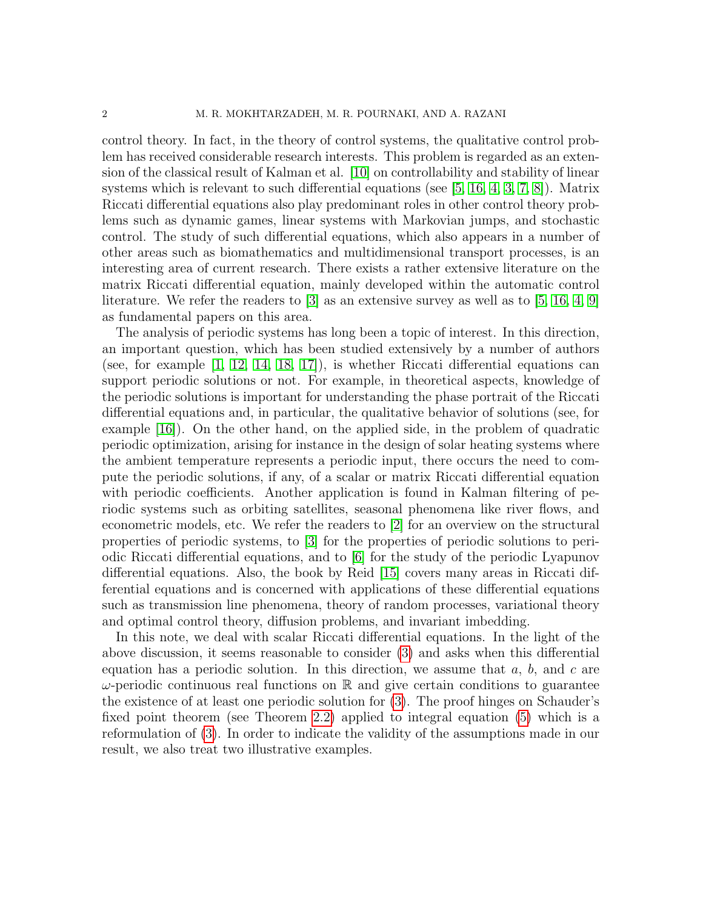control theory. In fact, in the theory of control systems, the qualitative control problem has received considerable research interests. This problem is regarded as an extension of the classical result of Kalman et al. [10] on controllability and stability of linear systems which is relevant to such differential equations (see [5, 16, 4, 3, 7, 8]). Matrix Riccati differential equations also play predominant roles in other control theory problems such as dynamic games, linear systems with Markovian jumps, and stochastic control. The study of such differential equations, which also appears in a number of other areas such as biomathematics and multidimensional transport processes, is an interesting area of current research. There exists a rather extensive literature on the matrix Riccati differential equation, mainly developed within the automatic control literature. We refer the readers to [3] as an extensive survey as well as to [5, 16, 4, 9] as fundamental papers on this area.

The analysis of periodic systems has long been a topic of interest. In this direction, an important question, which has been studied extensively by a number of authors (see, for example [1, 12, 14, 18, 17]), is whether Riccati differential equations can support periodic solutions or not. For example, in theoretical aspects, knowledge of the periodic solutions is important for understanding the phase portrait of the Riccati differential equations and, in particular, the qualitative behavior of solutions (see, for example [16]). On the other hand, on the applied side, in the problem of quadratic periodic optimization, arising for instance in the design of solar heating systems where the ambient temperature represents a periodic input, there occurs the need to compute the periodic solutions, if any, of a scalar or matrix Riccati differential equation with periodic coefficients. Another application is found in Kalman filtering of periodic systems such as orbiting satellites, seasonal phenomena like river flows, and econometric models, etc. We refer the readers to [2] for an overview on the structural properties of periodic systems, to [3] for the properties of periodic solutions to periodic Riccati differential equations, and to [6] for the study of the periodic Lyapunov differential equations. Also, the book by Reid [15] covers many areas in Riccati differential equations and is concerned with applications of these differential equations such as transmission line phenomena, theory of random processes, variational theory and optimal control theory, diffusion problems, and invariant imbedding.

In this note, we deal with scalar Riccati differential equations. In the light of the above discussion, it seems reasonable to consider (3) and asks when this differential equation has a periodic solution. In this direction, we assume that $a$, $b$, and $c$ are $\omega$-periodic continuous real functions on $\mathbb{R}$ and give certain conditions to guarantee the existence of at least one periodic solution for (3). The proof hinges on Schauder's fixed point theorem (see Theorem 2.2) applied to integral equation (5) which is a reformulation of (3). In order to indicate the validity of the assumptions made in our result, we also treat two illustrative examples.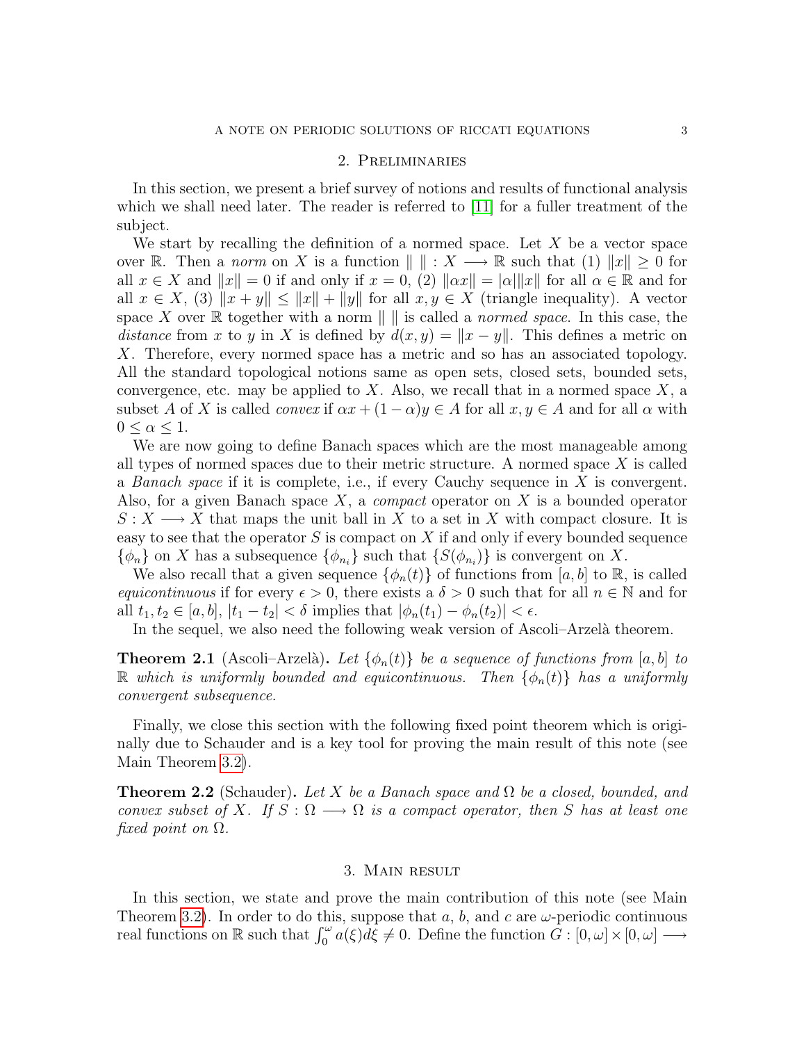## 2. Preliminaries

In this section, we present a brief survey of notions and results of functional analysis which we shall need later. The reader is referred to [11] for a fuller treatment of the subject.

We start by recalling the definition of a normed space. Let $X$ be a vector space over $\mathbb{R}$. Then a *norm* on $X$ is a function $\| \ \| : X \longrightarrow \mathbb{R}$ such that (1) $\|x\| \geq 0$ for all $x \in X$ and $\|x\| = 0$ if and only if $x = 0$, (2) $\|\alpha x\| = |\alpha|\|x\|$ for all $\alpha \in \mathbb{R}$ and for all $x \in X$, (3) $\|x + y\| \leq \|x\| + \|y\|$ for all $x, y \in X$ (triangle inequality). A vector space $X$ over $\mathbb{R}$ together with a norm $\| \ \|$ is called a *normed space*. In this case, the *distance* from $x$ to $y$ in $X$ is defined by $d(x, y) = \|x - y\|$. This defines a metric on $X$. Therefore, every normed space has a metric and so has an associated topology. All the standard topological notions same as open sets, closed sets, bounded sets, convergence, etc. may be applied to $X$. Also, we recall that in a normed space $X$, a subset $A$ of $X$ is called *convex* if $\alpha x + (1 - \alpha)y \in A$ for all $x, y \in A$ and for all $\alpha$ with $0 \leq \alpha \leq 1$.

We are now going to define Banach spaces which are the most manageable among all types of normed spaces due to their metric structure. A normed space $X$ is called a *Banach space* if it is complete, i.e., if every Cauchy sequence in $X$ is convergent. Also, for a given Banach space $X$, a *compact* operator on $X$ is a bounded operator $S : X \longrightarrow X$ that maps the unit ball in $X$ to a set in $X$ with compact closure. It is easy to see that the operator $S$ is compact on $X$ if and only if every bounded sequence $\{\phi_n\}$ on $X$ has a subsequence $\{\phi_{n_i}\}$ such that $\{S(\phi_{n_i})\}$ is convergent on $X$.

We also recall that a given sequence $\{\phi_n(t)\}$ of functions from $[a, b]$ to $\mathbb{R}$, is called *equicontinuous* if for every $\epsilon > 0$, there exists a $\delta > 0$ such that for all $n \in \mathbb{N}$ and for all $t_1, t_2 \in [a, b]$, $|t_1 - t_2| < \delta$ implies that $|\phi_n(t_1) - \phi_n(t_2)| < \epsilon$.

In the sequel, we also need the following weak version of Ascoli–Arzelà theorem.

**Theorem 2.1** (Ascoli–Arzelà)**.** *Let $\{\phi_n(t)\}$ be a sequence of functions from $[a, b]$ to $\mathbb{R}$ which is uniformly bounded and equicontinuous. Then $\{\phi_n(t)\}$ has a uniformly convergent subsequence.*

Finally, we close this section with the following fixed point theorem which is originally due to Schauder and is a key tool for proving the main result of this note (see Main Theorem 3.2).

**Theorem 2.2** (Schauder)**.** *Let $X$ be a Banach space and $\Omega$ be a closed, bounded, and convex subset of $X$. If $S : \Omega \longrightarrow \Omega$ is a compact operator, then $S$ has at least one fixed point on $\Omega$.*

## 3. Main result

In this section, we state and prove the main contribution of this note (see Main Theorem 3.2). In order to do this, suppose that $a$, $b$, and $c$ are $\omega$-periodic continuous real functions on $\mathbb{R}$ such that $\int_0^\omega a(\xi)d\xi \neq 0$. Define the function $G : [0, \omega] \times [0, \omega] \longrightarrow$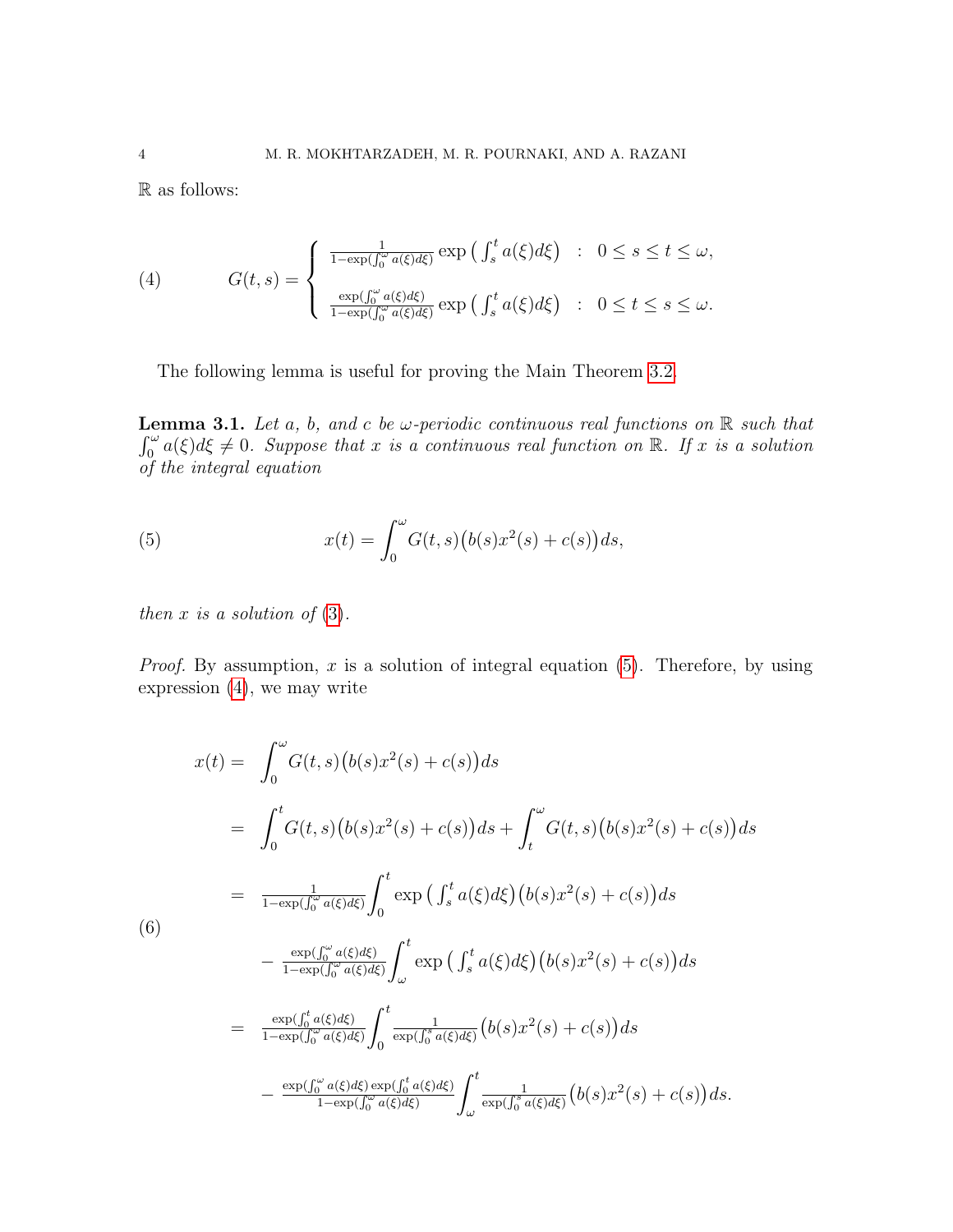$\mathbb{R}$ as follows:

$$
G(t,s) = \begin{cases} \frac{1}{1-\exp\left(\int_0^\omega a(\xi)d\xi\right)} \exp\left(\int_s^t a(\xi)d\xi\right) & : \quad 0 \le s \le t \le \omega, \\ \frac{\exp\left(\int_0^\omega a(\xi)d\xi\right)}{1-\exp\left(\int_0^\omega a(\xi)d\xi\right)} \exp\left(\int_s^t a(\xi)d\xi\right) & : \quad 0 \le t \le s \le \omega. \end{cases} \tag{4}
$$

The following lemma is useful for proving the Main Theorem 3.2.

**Lemma 3.1.** *Let $a$, $b$, and $c$ be $\omega$-periodic continuous real functions on $\mathbb{R}$ such that $\int_0^\omega a(\xi)d\xi \neq 0$. Suppose that $x$ is a continuous real function on $\mathbb{R}$. If $x$ is a solution of the integral equation*

$$
x(t) = \int_0^\omega G(t,s)\big(b(s)x^2(s) + c(s)\big)ds, \tag{5}
$$

*then $x$ is a solution of (3).*

*Proof.* By assumption, $x$ is a solution of integral equation (5). Therefore, by using expression (4), we may write

$$
\begin{aligned}
x(t) &= \int_0^\omega G(t,s)\big(b(s)x^2(s)+c(s)\big)ds \\
&= \int_0^t G(t,s)\big(b(s)x^2(s)+c(s)\big)ds + \int_t^\omega G(t,s)\big(b(s)x^2(s)+c(s)\big)ds \\
&= \frac{1}{1-\exp\left(\int_0^\omega a(\xi)d\xi\right)} \int_0^t \exp\left(\int_s^t a(\xi)d\xi\right)\big(b(s)x^2(s)+c(s)\big)ds \\
&\quad - \frac{\exp\left(\int_0^\omega a(\xi)d\xi\right)}{1-\exp\left(\int_0^\omega a(\xi)d\xi\right)} \int_\omega^t \exp\left(\int_s^t a(\xi)d\xi\right)\big(b(s)x^2(s)+c(s)\big)ds \\
&= \frac{\exp\left(\int_0^t a(\xi)d\xi\right)}{1-\exp\left(\int_0^\omega a(\xi)d\xi\right)} \int_0^t \frac{1}{\exp\left(\int_0^s a(\xi)d\xi\right)}\big(b(s)x^2(s)+c(s)\big)ds \\
&\quad - \frac{\exp\left(\int_0^\omega a(\xi)d\xi\right)\exp\left(\int_0^t a(\xi)d\xi\right)}{1-\exp\left(\int_0^\omega a(\xi)d\xi\right)} \int_\omega^t \frac{1}{\exp\left(\int_0^s a(\xi)d\xi\right)}\big(b(s)x^2(s)+c(s)\big)ds.
\end{aligned} \tag{6}
$$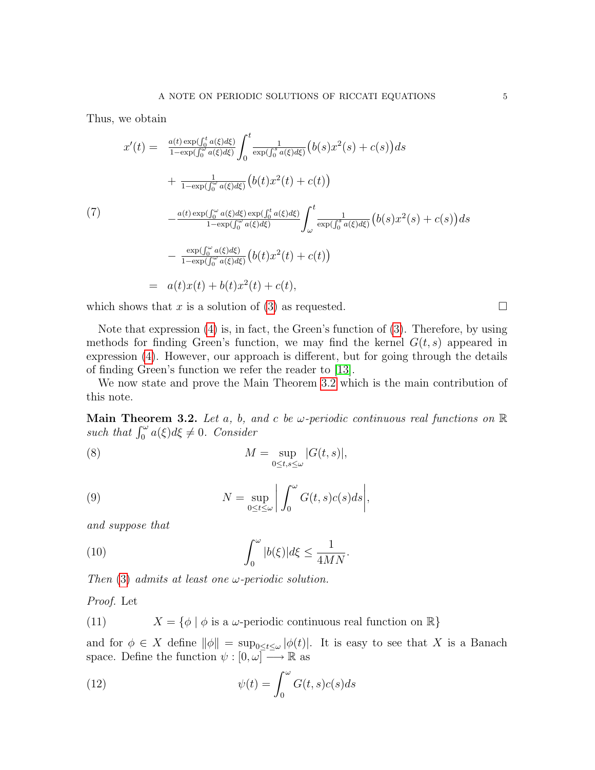Thus, we obtain

$$
\begin{aligned}
x'(t) = \; & \frac{a(t)\exp(\int_0^t a(\xi)d\xi)}{1-\exp(\int_0^\omega a(\xi)d\xi)} \int_0^t \frac{1}{\exp(\int_0^s a(\xi)d\xi)} \big(b(s)x^2(s) + c(s)\big) ds \\
& + \frac{1}{1-\exp(\int_0^\omega a(\xi)d\xi)} \big(b(t)x^2(t) + c(t)\big) \\
& - \frac{a(t)\exp(\int_0^\omega a(\xi)d\xi)\exp(\int_0^t a(\xi)d\xi)}{1-\exp(\int_0^\omega a(\xi)d\xi)} \int_\omega^t \frac{1}{\exp(\int_0^s a(\xi)d\xi)} \big(b(s)x^2(s) + c(s)\big) ds \\
& - \frac{\exp(\int_0^\omega a(\xi)d\xi)}{1-\exp(\int_0^\omega a(\xi)d\xi)} \big(b(t)x^2(t) + c(t)\big) \\
= \; & a(t)x(t) + b(t)x^2(t) + c(t),
\end{aligned} \tag{7}
$$

which shows that $x$ is a solution of (3) as requested. □

Note that expression (4) is, in fact, the Green's function of (3). Therefore, by using methods for finding Green's function, we may find the kernel $G(t,s)$ appeared in expression (4). However, our approach is different, but for going through the details of finding Green's function we refer the reader to [13].

We now state and prove the Main Theorem 3.2 which is the main contribution of this note.

**Main Theorem 3.2.** *Let $a$, $b$, and $c$ be $\omega$-periodic continuous real functions on $\mathbb{R}$ such that $\int_0^\omega a(\xi)d\xi \neq 0$. Consider*

$$M = \sup_{0 \leq t,s \leq \omega} |G(t,s)|, \tag{8}$$

$$N = \sup_{0 \leq t \leq \omega} \left| \int_0^\omega G(t,s)c(s)ds \right|, \tag{9}$$

*and suppose that*

$$\int_0^\omega |b(\xi)| d\xi \leq \frac{1}{4MN}. \tag{10}$$

*Then (3) admits at least one $\omega$-periodic solution.*

*Proof.* Let

$$X = \{\phi \mid \phi \text{ is a } \omega\text{-periodic continuous real function on } \mathbb{R}\} \tag{11}$$

and for $\phi \in X$ define $\|\phi\| = \sup_{0 \leq t \leq \omega} |\phi(t)|$. It is easy to see that $X$ is a Banach space. Define the function $\psi : [0, \omega] \longrightarrow \mathbb{R}$ as

$$\psi(t) = \int_0^\omega G(t,s)c(s)ds \tag{12}$$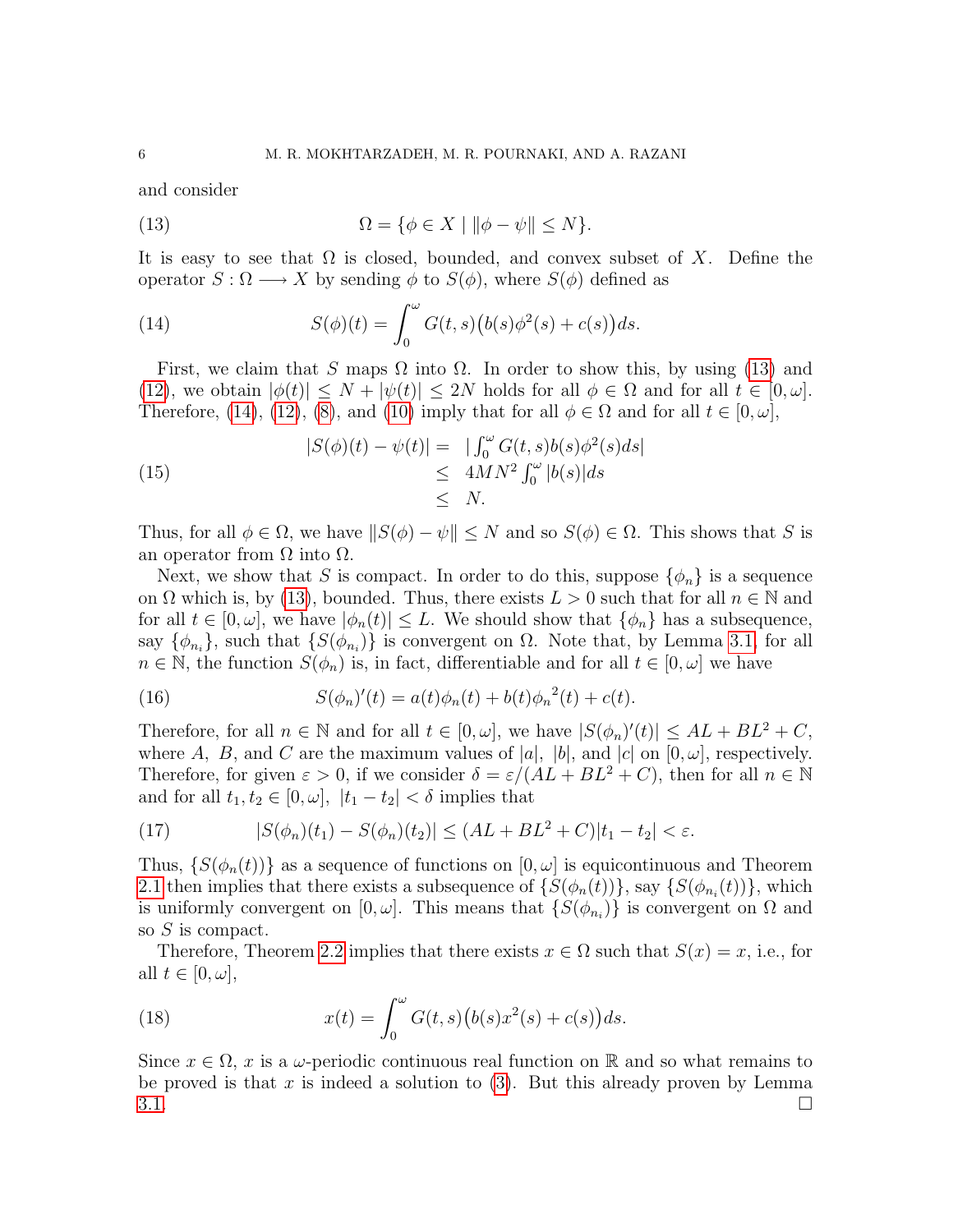and consider

$$\Omega = \{\phi \in X \mid \|\phi - \psi\| \le N\}. \tag{13}$$

It is easy to see that $\Omega$ is closed, bounded, and convex subset of $X$. Define the operator $S : \Omega \longrightarrow X$ by sending $\phi$ to $S(\phi)$, where $S(\phi)$ defined as

$$S(\phi)(t) = \int_0^\omega G(t,s)\big(b(s)\phi^2(s) + c(s)\big)ds. \tag{14}$$

First, we claim that $S$ maps $\Omega$ into $\Omega$. In order to show this, by using (13) and (12), we obtain $|\phi(t)| \le N + |\psi(t)| \le 2N$ holds for all $\phi \in \Omega$ and for all $t \in [0,\omega]$. Therefore, (14), (12), (8), and (10) imply that for all $\phi \in \Omega$ and for all $t \in [0,\omega]$,

$$\begin{aligned} |S(\phi)(t) - \psi(t)| = &\ \left|\int_0^\omega G(t,s)b(s)\phi^2(s)ds\right| \\ \le &\ 4MN^2 \int_0^\omega |b(s)|ds \\ \le &\ N. \end{aligned} \tag{15}$$

Thus, for all $\phi \in \Omega$, we have $\|S(\phi) - \psi\| \le N$ and so $S(\phi) \in \Omega$. This shows that $S$ is an operator from $\Omega$ into $\Omega$.

Next, we show that $S$ is compact. In order to do this, suppose $\{\phi_n\}$ is a sequence on $\Omega$ which is, by (13), bounded. Thus, there exists $L > 0$ such that for all $n \in \mathbb{N}$ and for all $t \in [0,\omega]$, we have $|\phi_n(t)| \le L$. We should show that $\{\phi_n\}$ has a subsequence, say $\{\phi_{n_i}\}$, such that $\{S(\phi_{n_i})\}$ is convergent on $\Omega$. Note that, by Lemma 3.1, for all $n \in \mathbb{N}$, the function $S(\phi_n)$ is, in fact, differentiable and for all $t \in [0,\omega]$ we have

$$S(\phi_n)'(t) = a(t)\phi_n(t) + b(t){\phi_n}^2(t) + c(t). \tag{16}$$

Therefore, for all $n \in \mathbb{N}$ and for all $t \in [0,\omega]$, we have $|S(\phi_n)'(t)| \le AL + BL^2 + C$, where $A$, $B$, and $C$ are the maximum values of $|a|$, $|b|$, and $|c|$ on $[0,\omega]$, respectively. Therefore, for given $\varepsilon > 0$, if we consider $\delta = \varepsilon/(AL + BL^2 + C)$, then for all $n \in \mathbb{N}$ and for all $t_1, t_2 \in [0,\omega]$, $|t_1 - t_2| < \delta$ implies that

$$|S(\phi_n)(t_1) - S(\phi_n)(t_2)| \le (AL + BL^2 + C)|t_1 - t_2| < \varepsilon. \tag{17}$$

Thus, $\{S(\phi_n(t))\}$ as a sequence of functions on $[0,\omega]$ is equicontinuous and Theorem 2.1 then implies that there exists a subsequence of $\{S(\phi_n(t))\}$, say $\{S(\phi_{n_i}(t))\}$, which is uniformly convergent on $[0,\omega]$. This means that $\{S(\phi_{n_i})\}$ is convergent on $\Omega$ and so $S$ is compact.

Therefore, Theorem 2.2 implies that there exists $x \in \Omega$ such that $S(x) = x$, i.e., for all $t \in [0,\omega]$,

$$x(t) = \int_0^\omega G(t,s)\big(b(s)x^2(s) + c(s)\big)ds. \tag{18}$$

Since $x \in \Omega$, $x$ is a $\omega$-periodic continuous real function on $\mathbb{R}$ and so what remains to be proved is that $x$ is indeed a solution to (3). But this already proven by Lemma 3.1. $\square$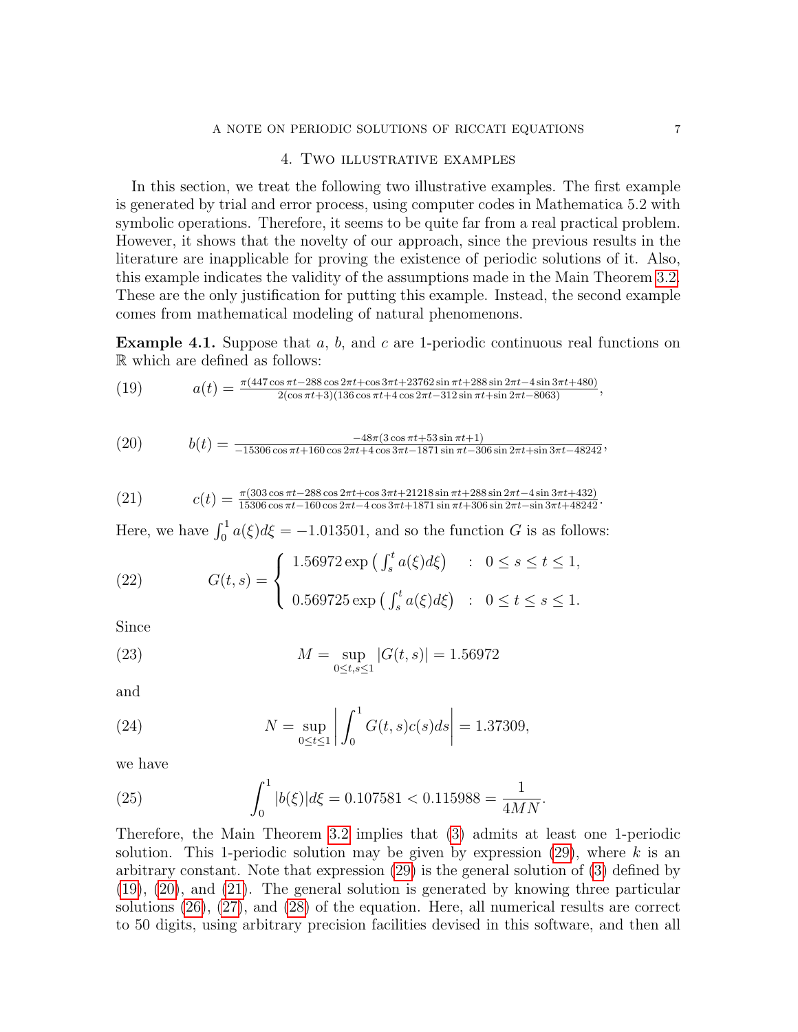## 4. Two illustrative examples

In this section, we treat the following two illustrative examples. The first example is generated by trial and error process, using computer codes in Mathematica 5.2 with symbolic operations. Therefore, it seems to be quite far from a real practical problem. However, it shows that the novelty of our approach, since the previous results in the literature are inapplicable for proving the existence of periodic solutions of it. Also, this example indicates the validity of the assumptions made in the Main Theorem 3.2. These are the only justification for putting this example. Instead, the second example comes from mathematical modeling of natural phenomenons.

**Example 4.1.** Suppose that $a$, $b$, and $c$ are 1-periodic continuous real functions on $\mathbb{R}$ which are defined as follows:

$$a(t) = \frac{\pi(447\cos\pi t - 288\cos 2\pi t + \cos 3\pi t + 23762\sin\pi t + 288\sin 2\pi t - 4\sin 3\pi t + 480)}{2(\cos\pi t + 3)(136\cos\pi t + 4\cos 2\pi t - 312\sin\pi t + \sin 2\pi t - 8063)}, \tag{19}$$

$$b(t) = \frac{-48\pi(3\cos\pi t + 53\sin\pi t + 1)}{-15306\cos\pi t + 160\cos 2\pi t + 4\cos 3\pi t - 1871\sin\pi t - 306\sin 2\pi t + \sin 3\pi t - 48242}, \tag{20}$$

$$c(t) = \frac{\pi(303\cos\pi t - 288\cos 2\pi t + \cos 3\pi t + 21218\sin\pi t + 288\sin 2\pi t - 4\sin 3\pi t + 432)}{15306\cos\pi t - 160\cos 2\pi t - 4\cos 3\pi t + 1871\sin\pi t + 306\sin 2\pi t - \sin 3\pi t + 48242}. \tag{21}$$

Here, we have $\int_0^1 a(\xi)d\xi = -1.013501$, and so the function $G$ is as follows:

$$G(t,s) = \begin{cases} 1.56972\exp\left(\int_s^t a(\xi)d\xi\right) & : \quad 0 \le s \le t \le 1, \\[2mm] 0.569725\exp\left(\int_s^t a(\xi)d\xi\right) & : \quad 0 \le t \le s \le 1. \end{cases} \tag{22}$$

Since

$$M = \sup_{0\le t,s\le 1} |G(t,s)| = 1.56972 \tag{23}$$

and

$$N = \sup_{0\le t\le 1} \left| \int_0^1 G(t,s)c(s)ds \right| = 1.37309, \tag{24}$$

we have

$$\int_0^1 |b(\xi)|d\xi = 0.107581 < 0.115988 = \frac{1}{4MN}. \tag{25}$$

Therefore, the Main Theorem 3.2 implies that (3) admits at least one 1-periodic solution. This 1-periodic solution may be given by expression (29), where $k$ is an arbitrary constant. Note that expression (29) is the general solution of (3) defined by (19), (20), and (21). The general solution is generated by knowing three particular solutions (26), (27), and (28) of the equation. Here, all numerical results are correct to 50 digits, using arbitrary precision facilities devised in this software, and then all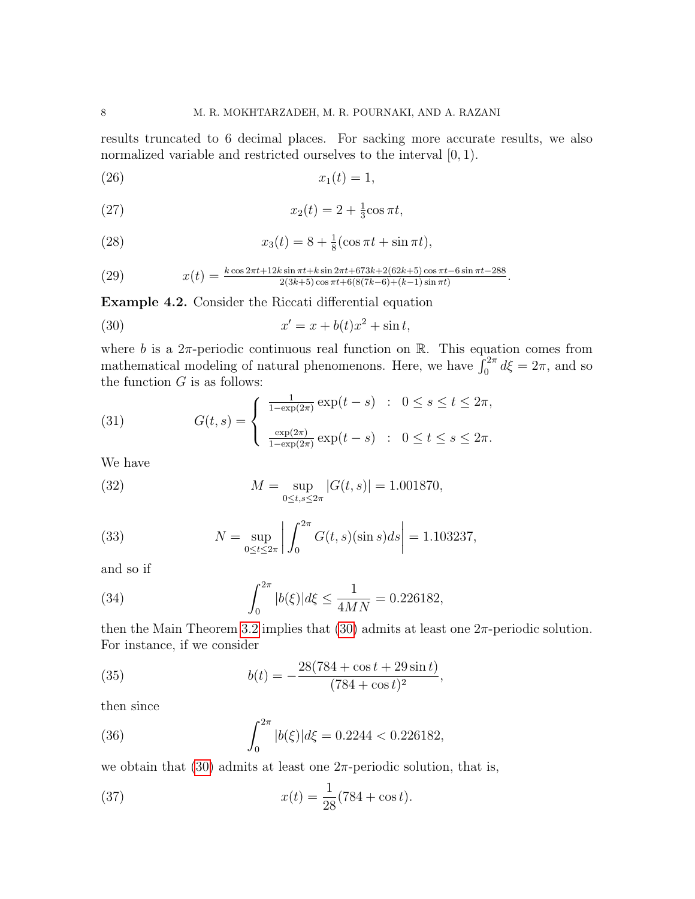results truncated to 6 decimal places. For sacking more accurate results, we also normalized variable and restricted ourselves to the interval $[0, 1)$.

$$x_1(t) = 1, \tag{26}$$

$$x_2(t) = 2 + \tfrac{1}{3}\cos \pi t, \tag{27}$$

$$x_3(t) = 8 + \tfrac{1}{8}(\cos \pi t + \sin \pi t), \tag{28}$$

$$x(t) = \tfrac{k\cos 2\pi t + 12k\sin \pi t + k\sin 2\pi t + 673k + 2(62k+5)\cos \pi t - 6\sin \pi t - 288}{2(3k+5)\cos \pi t + 6(8(7k-6)+(k-1)\sin \pi t)}. \tag{29}$$

**Example 4.2.** Consider the Riccati differential equation

$$x' = x + b(t)x^2 + \sin t, \tag{30}$$

where $b$ is a $2\pi$-periodic continuous real function on $\mathbb{R}$. This equation comes from mathematical modeling of natural phenomenons. Here, we have $\int_0^{2\pi} d\xi = 2\pi$, and so the function $G$ is as follows:

$$G(t,s) = \begin{cases} \frac{1}{1-\exp(2\pi)} \exp(t-s) & : \quad 0 \le s \le t \le 2\pi, \\ \frac{\exp(2\pi)}{1-\exp(2\pi)} \exp(t-s) & : \quad 0 \le t \le s \le 2\pi. \end{cases} \tag{31}$$

We have

$$M = \sup_{0 \le t,s \le 2\pi} |G(t,s)| = 1.001870, \tag{32}$$

$$N = \sup_{0 \le t \le 2\pi} \left| \int_0^{2\pi} G(t,s)(\sin s) ds \right| = 1.103237, \tag{33}$$

and so if

$$\int_0^{2\pi} |b(\xi)| d\xi \le \frac{1}{4MN} = 0.226182, \tag{34}$$

then the Main Theorem 3.2 implies that (30) admits at least one $2\pi$-periodic solution. For instance, if we consider

$$b(t) = -\frac{28(784 + \cos t + 29\sin t)}{(784 + \cos t)^2}, \tag{35}$$

then since

$$\int_0^{2\pi} |b(\xi)| d\xi = 0.2244 < 0.226182, \tag{36}$$

we obtain that (30) admits at least one $2\pi$-periodic solution, that is,

$$x(t) = \frac{1}{28}(784 + \cos t). \tag{37}$$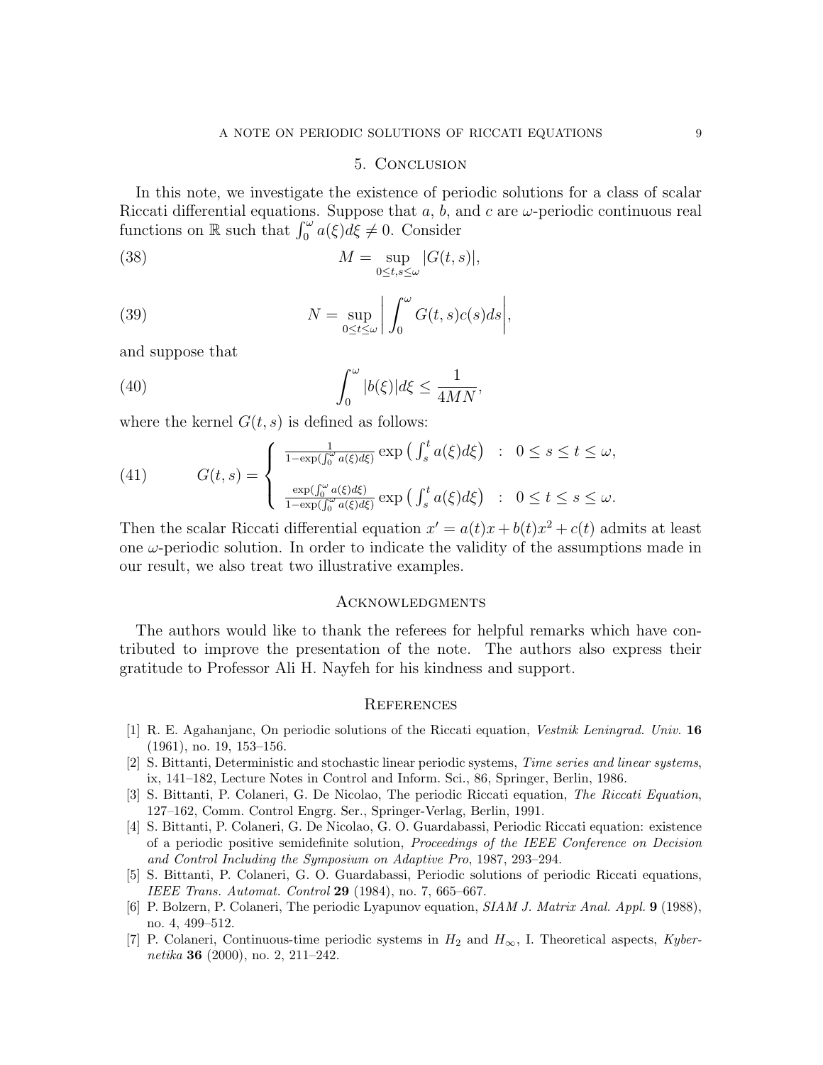## 5. Conclusion

In this note, we investigate the existence of periodic solutions for a class of scalar Riccati differential equations. Suppose that $a$, $b$, and $c$ are $\omega$-periodic continuous real functions on $\mathbb{R}$ such that $\int_0^\omega a(\xi)d\xi \neq 0$. Consider

$$M = \sup_{0 \le t,s \le \omega} |G(t,s)|, \tag{38}$$

$$N = \sup_{0 \le t \le \omega} \left| \int_0^\omega G(t,s)c(s)ds \right|, \tag{39}$$

and suppose that

$$\int_0^\omega |b(\xi)|d\xi \le \frac{1}{4MN}, \tag{40}$$

where the kernel $G(t,s)$ is defined as follows:

$$G(t,s) = \begin{cases} \frac{1}{1-\exp(\int_0^\omega a(\xi)d\xi)} \exp\left(\int_s^t a(\xi)d\xi\right) & : \quad 0 \le s \le t \le \omega, \\ \\ \frac{\exp(\int_0^\omega a(\xi)d\xi)}{1-\exp(\int_0^\omega a(\xi)d\xi)} \exp\left(\int_s^t a(\xi)d\xi\right) & : \quad 0 \le t \le s \le \omega. \end{cases} \tag{41}$$

Then the scalar Riccati differential equation $x' = a(t)x + b(t)x^2 + c(t)$ admits at least one $\omega$-periodic solution. In order to indicate the validity of the assumptions made in our result, we also treat two illustrative examples.

## Acknowledgments

The authors would like to thank the referees for helpful remarks which have contributed to improve the presentation of the note. The authors also express their gratitude to Professor Ali H. Nayfeh for his kindness and support.

## References

[1] R. E. Agahanjanc, On periodic solutions of the Riccati equation, *Vestnik Leningrad. Univ.* **16** (1961), no. 19, 153–156.

[2] S. Bittanti, Deterministic and stochastic linear periodic systems, *Time series and linear systems*, ix, 141–182, Lecture Notes in Control and Inform. Sci., 86, Springer, Berlin, 1986.

[3] S. Bittanti, P. Colaneri, G. De Nicolao, The periodic Riccati equation, *The Riccati Equation*, 127–162, Comm. Control Engrg. Ser., Springer-Verlag, Berlin, 1991.

[4] S. Bittanti, P. Colaneri, G. De Nicolao, G. O. Guardabassi, Periodic Riccati equation: existence of a periodic positive semidefinite solution, *Proceedings of the IEEE Conference on Decision and Control Including the Symposium on Adaptive Pro*, 1987, 293–294.

[5] S. Bittanti, P. Colaneri, G. O. Guardabassi, Periodic solutions of periodic Riccati equations, *IEEE Trans. Automat. Control* **29** (1984), no. 7, 665–667.

[6] P. Bolzern, P. Colaneri, The periodic Lyapunov equation, *SIAM J. Matrix Anal. Appl.* **9** (1988), no. 4, 499–512.

[7] P. Colaneri, Continuous-time periodic systems in $H_2$ and $H_\infty$, I. Theoretical aspects, *Kybernetika* **36** (2000), no. 2, 211–242.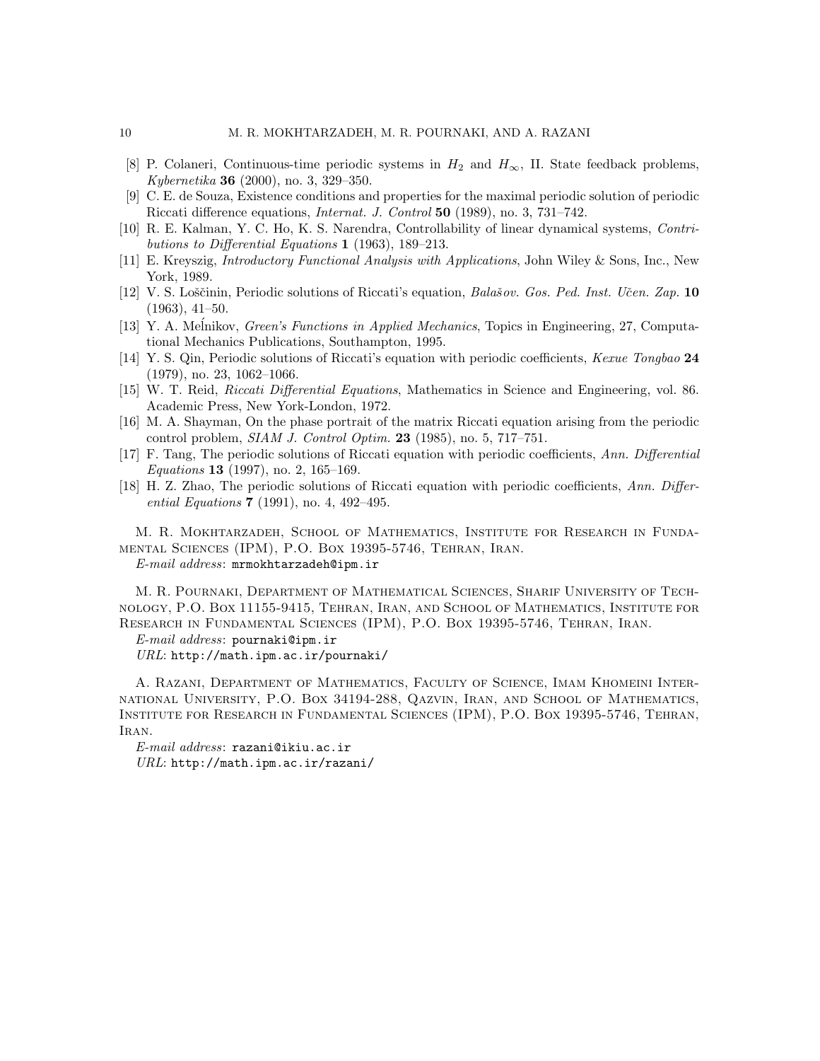[8] P. Colaneri, Continuous-time periodic systems in $H_2$ and $H_\infty$, II. State feedback problems, *Kybernetika* **36** (2000), no. 3, 329–350.

[9] C. E. de Souza, Existence conditions and properties for the maximal periodic solution of periodic Riccati difference equations, *Internat. J. Control* **50** (1989), no. 3, 731–742.

[10] R. E. Kalman, Y. C. Ho, K. S. Narendra, Controllability of linear dynamical systems, *Contributions to Differential Equations* **1** (1963), 189–213.

[11] E. Kreyszig, *Introductory Functional Analysis with Applications*, John Wiley & Sons, Inc., New York, 1989.

[12] V. S. Loščinin, Periodic solutions of Riccati's equation, *Balašov. Gos. Ped. Inst. Učen. Zap.* **10** (1963), 41–50.

[13] Y. A. Mel'nikov, *Green's Functions in Applied Mechanics*, Topics in Engineering, 27, Computational Mechanics Publications, Southampton, 1995.

[14] Y. S. Qin, Periodic solutions of Riccati's equation with periodic coefficients, *Kexue Tongbao* **24** (1979), no. 23, 1062–1066.

[15] W. T. Reid, *Riccati Differential Equations*, Mathematics in Science and Engineering, vol. 86. Academic Press, New York-London, 1972.

[16] M. A. Shayman, On the phase portrait of the matrix Riccati equation arising from the periodic control problem, *SIAM J. Control Optim.* **23** (1985), no. 5, 717–751.

[17] F. Tang, The periodic solutions of Riccati equation with periodic coefficients, *Ann. Differential Equations* **13** (1997), no. 2, 165–169.

[18] H. Z. Zhao, The periodic solutions of Riccati equation with periodic coefficients, *Ann. Differential Equations* **7** (1991), no. 4, 492–495.

M. R. Mokhtarzadeh, School of Mathematics, Institute for Research in Fundamental Sciences (IPM), P.O. Box 19395-5746, Tehran, Iran.

*E-mail address*: mrmokhtarzadeh@ipm.ir

M. R. Pournaki, Department of Mathematical Sciences, Sharif University of Technology, P.O. Box 11155-9415, Tehran, Iran, and School of Mathematics, Institute for Research in Fundamental Sciences (IPM), P.O. Box 19395-5746, Tehran, Iran.

*E-mail address*: pournaki@ipm.ir

*URL*: http://math.ipm.ac.ir/pournaki/

A. Razani, Department of Mathematics, Faculty of Science, Imam Khomeini International University, P.O. Box 34194-288, Qazvin, Iran, and School of Mathematics, Institute for Research in Fundamental Sciences (IPM), P.O. Box 19395-5746, Tehran, Iran.

*E-mail address*: razani@ikiu.ac.ir

*URL*: http://math.ipm.ac.ir/razani/